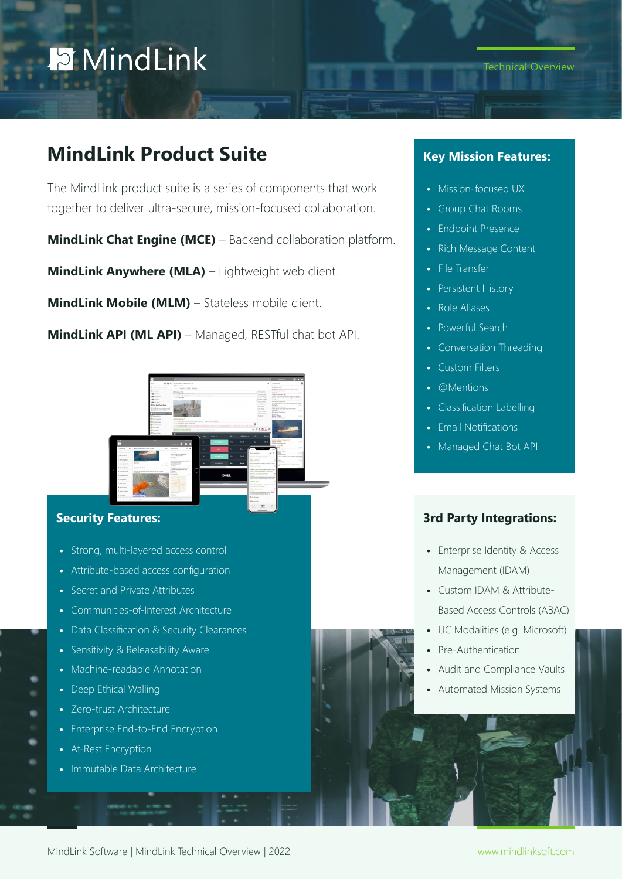# MindLink

Technical Overview

## MindLink Product Suite

The MindLink product suite is a series of components that work together to deliver ultra-secure, mission-focused collaboration.

**MindLink Chat Engine (MCE)** – Backend collaboration platform.

**MindLink Anywhere (MLA)** – Lightweight web client.

**MindLink Mobile (MLM)** – Stateless mobile client.

**MindLink API (ML API)** – Managed, RESTful chat bot API.

### Security Features:

- Strong, multi-layered access control
- Attribute-based access configuration
- Secret and Private Attributes
- Communities-of-Interest Architecture
- Data Classification & Security Clearances
- Sensitivity & Releasability Aware
- Machine-readable Annotation
- Deep Ethical Walling
- Zero-trust Architecture
- Enterprise End-to-End Encryption
- At-Rest Encryption
- Immutable Data Architecture

### Key Mission Features:

- Mission-focused UX
- Group Chat Rooms
- Endpoint Presence
- Rich Message Content
- File Transfer
- Persistent History
- Role Aliases
- Powerful Search
- Conversation Threading
- Custom Filters
- @Mentions
- Classification Labelling
- Email Notifications
- Managed Chat Bot API

### 3rd Party Integrations:

- Enterprise Identity & Access Management (IDAM)
- Custom IDAM & Attribute-Based Access Controls (ABAC)
- UC Modalities (e.g. Microsoft)
- Pre-Authentication
- Audit and Compliance Vaults
- Automated Mission Systems

MindLink Software | MindLink Technical Overview | 2022

www.mindlinksoft.com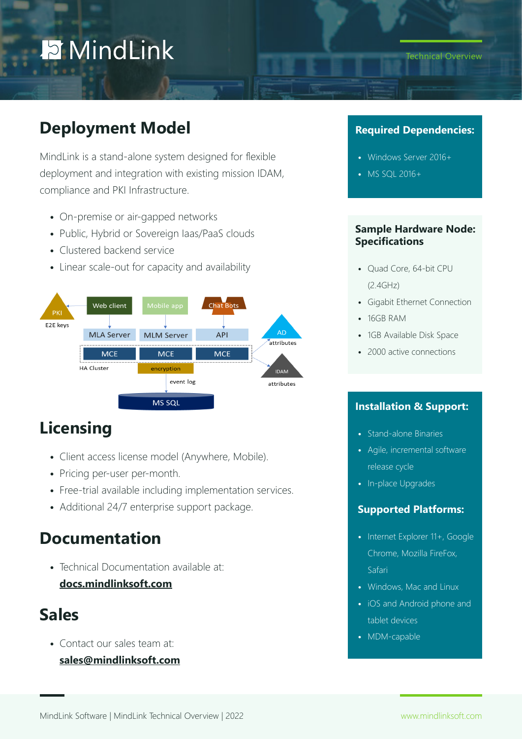# MindLink

Technical Overview

## Deployment Model

MindLink is a stand-alone system designed for flexible deployment and integration with existing mission IDAM, compliance and PKI Infrastructure.

- On-premise or air-gapped networks
- Public, Hybrid or Sovereign Iaas/PaaS clouds
- Clustered backend service
- Linear scale-out for capacity and availability

PKI
E2E keys
Web client
Mobile app
Chat Bots
MLA Server
MLM Server
API
AD
attributes
MCE
MCE
MCE
HA Cluster
encryption
IDAM
attributes
event log
MS SQL

## Licensing

- Client access license model (Anywhere, Mobile).
- Pricing per-user per-month.
- Free-trial available including implementation services.
- Additional 24/7 enterprise support package.

## Documentation

- Technical Documentation available at: **docs.mindlinksoft.com**

## Sales

- Contact our sales team at: **sales@mindlinksoft.com**

### Required Dependencies:

- Windows Server 2016+
- MS SQL 2016+

### Sample Hardware Node: Specifications

- Quad Core, 64-bit CPU (2.4GHz)
- Gigabit Ethernet Connection
- 16GB RAM
- 1GB Available Disk Space
- 2000 active connections

### Installation & Support:

- Stand-alone Binaries
- Agile, incremental software release cycle
- In-place Upgrades

### Supported Platforms:

- Internet Explorer 11+, Google Chrome, Mozilla FireFox, Safari
- Windows, Mac and Linux
- iOS and Android phone and tablet devices
- MDM-capable

MindLink Software | MindLink Technical Overview | 2022

www.mindlinksoft.com